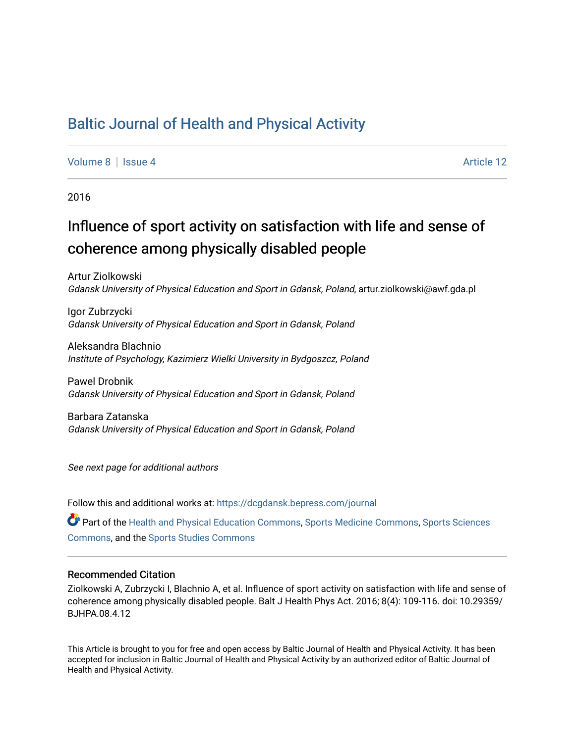# Baltic Journal of Health and Physical Activity

Volume 8 | Issue 4 Article 12

2016

## Influence of sport activity on satisfaction with life and sense of coherence among physically disabled people

Artur Ziolkowski
*Gdansk University of Physical Education and Sport in Gdansk, Poland*, artur.ziolkowski@awf.gda.pl

Igor Zubrzycki
*Gdansk University of Physical Education and Sport in Gdansk, Poland*

Aleksandra Blachnio
*Institute of Psychology, Kazimierz Wielki University in Bydgoszcz, Poland*

Pawel Drobnik
*Gdansk University of Physical Education and Sport in Gdansk, Poland*

Barbara Zatanska
*Gdansk University of Physical Education and Sport in Gdansk, Poland*

*See next page for additional authors*

Follow this and additional works at: https://dcgdansk.bepress.com/journal

Part of the Health and Physical Education Commons, Sports Medicine Commons, Sports Sciences Commons, and the Sports Studies Commons

### Recommended Citation

Ziolkowski A, Zubrzycki I, Blachnio A, et al. Influence of sport activity on satisfaction with life and sense of coherence among physically disabled people. Balt J Health Phys Act. 2016; 8(4): 109-116. doi: 10.29359/BJHPA.08.4.12

This Article is brought to you for free and open access by Baltic Journal of Health and Physical Activity. It has been accepted for inclusion in Baltic Journal of Health and Physical Activity by an authorized editor of Baltic Journal of Health and Physical Activity.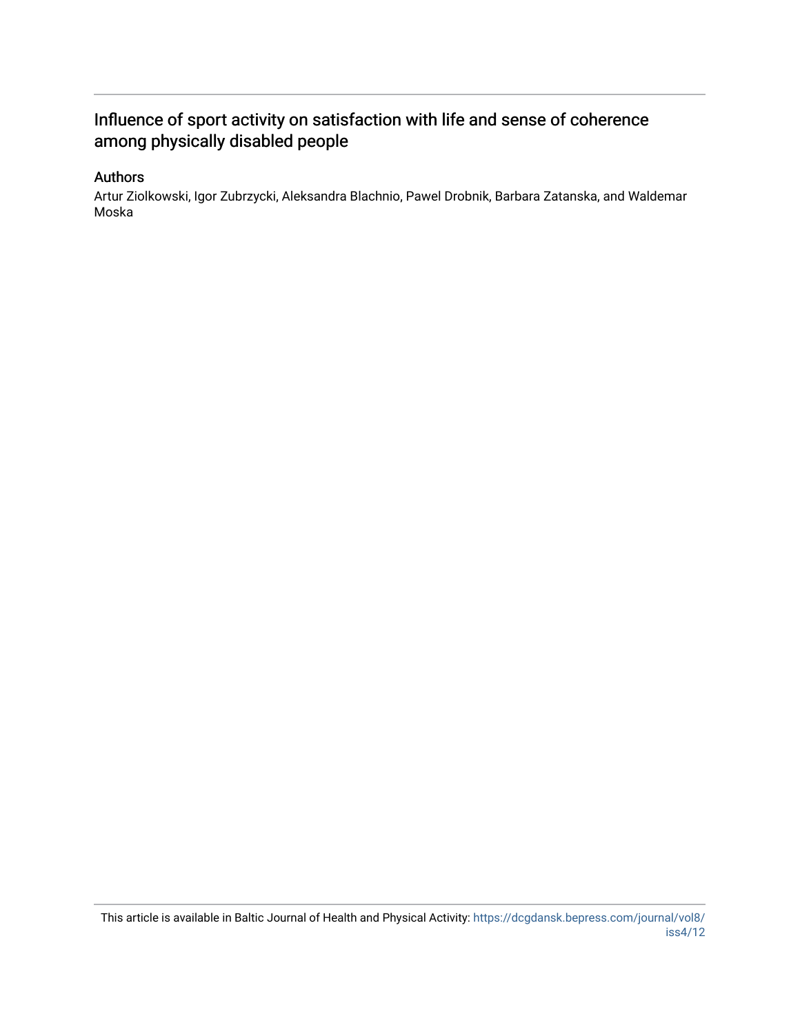# Influence of sport activity on satisfaction with life and sense of coherence among physically disabled people

## Authors

Artur Ziolkowski, Igor Zubrzycki, Aleksandra Blachnio, Pawel Drobnik, Barbara Zatanska, and Waldemar Moska

This article is available in Baltic Journal of Health and Physical Activity: https://dcgdansk.bepress.com/journal/vol8/iss4/12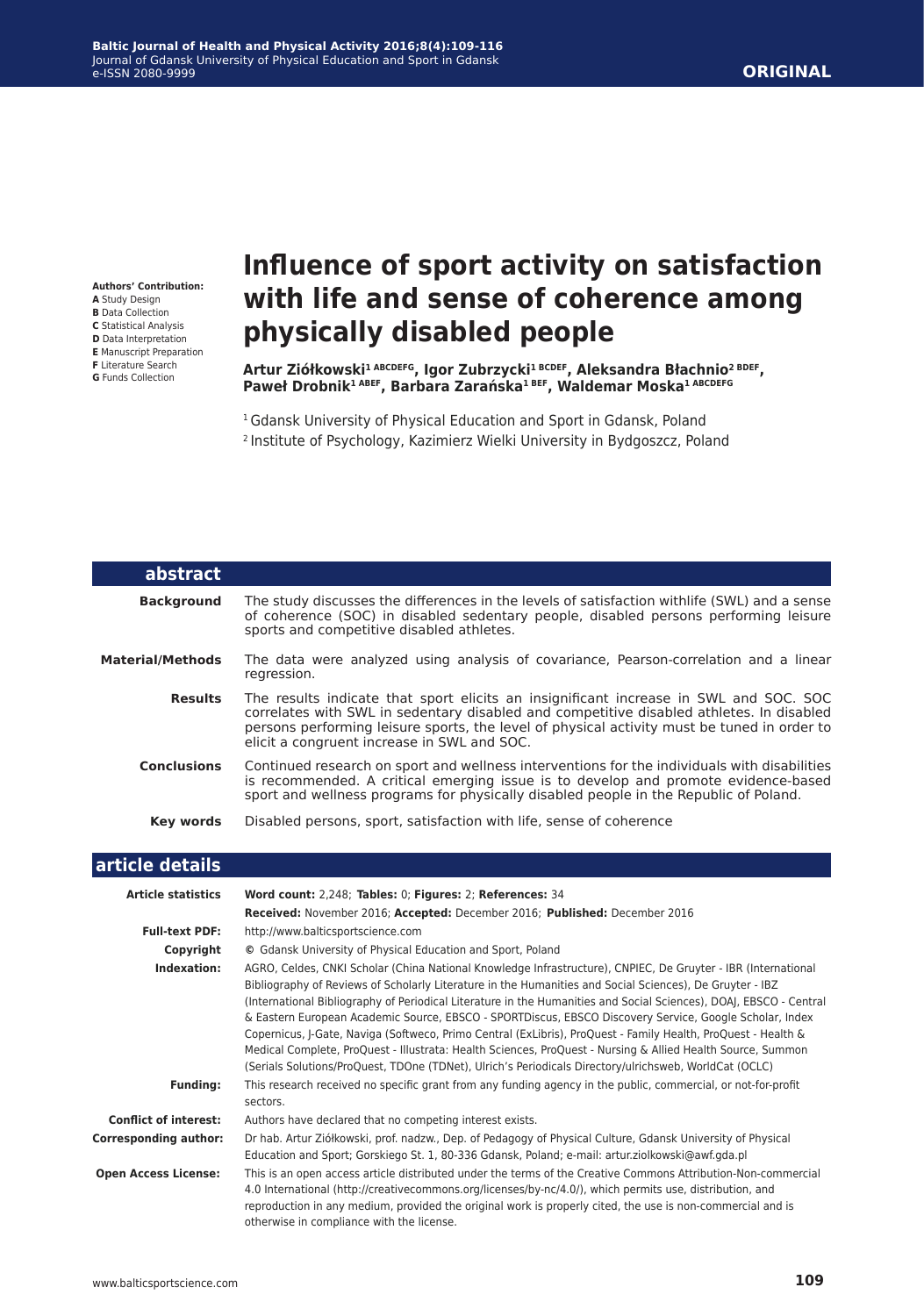**Authors' Contribution:**
**A** Study Design
**B** Data Collection
**C** Statistical Analysis
**D** Data Interpretation
**E** Manuscript Preparation
**F** Literature Search
**G** Funds Collection

**ORIGINAL**

# Influence of sport activity on satisfaction with life and sense of coherence among physically disabled people

**Artur Ziółkowski[1 ABCDEFG], Igor Zubrzycki[1 BCDEF], Aleksandra Błachnio[2 BDEF], Paweł Drobnik[1 ABEF], Barbara Zarańska[1 BEF], Waldemar Moska[1 ABCDEFG]**

[1] Gdansk University of Physical Education and Sport in Gdansk, Poland
[2] Institute of Psychology, Kazimierz Wielki University in Bydgoszcz, Poland

## abstract

**Background** The study discusses the differences in the levels of satisfaction withlife (SWL) and a sense of coherence (SOC) in disabled sedentary people, disabled persons performing leisure sports and competitive disabled athletes.

**Material/Methods** The data were analyzed using analysis of covariance, Pearson-correlation and a linear regression.

**Results** The results indicate that sport elicits an insignificant increase in SWL and SOC. SOC correlates with SWL in sedentary disabled and competitive disabled athletes. In disabled persons performing leisure sports, the level of physical activity must be tuned in order to elicit a congruent increase in SWL and SOC.

**Conclusions** Continued research on sport and wellness interventions for the individuals with disabilities is recommended. A critical emerging issue is to develop and promote evidence-based sport and wellness programs for physically disabled people in the Republic of Poland.

**Key words** Disabled persons, sport, satisfaction with life, sense of coherence

## article details

| | |
|---|---|
| **Article statistics** | **Word count:** 2,248; **Tables:** 0; **Figures:** 2; **References:** 34 |
| | **Received:** November 2016; **Accepted:** December 2016; **Published:** December 2016 |
| **Full-text PDF:** | http://www.balticsportscience.com |
| **Copyright** | © Gdansk University of Physical Education and Sport, Poland |
| **Indexation:** | AGRO, Celdes, CNKI Scholar (China National Knowledge Infrastructure), CNPIEC, De Gruyter - IBR (International Bibliography of Reviews of Scholarly Literature in the Humanities and Social Sciences), De Gruyter - IBZ (International Bibliography of Periodical Literature in the Humanities and Social Sciences), DOAJ, EBSCO - Central & Eastern European Academic Source, EBSCO - SPORTDiscus, EBSCO Discovery Service, Google Scholar, Index Copernicus, J-Gate, Naviga (Softweco, Primo Central (ExLibris), ProQuest - Family Health, ProQuest - Health & Medical Complete, ProQuest - Illustrata: Health Sciences, ProQuest - Nursing & Allied Health Source, Summon (Serials Solutions/ProQuest, TDOne (TDNet), Ulrich's Periodicals Directory/ulrichsweb, WorldCat (OCLC) |
| **Funding:** | This research received no specific grant from any funding agency in the public, commercial, or not-for-profit sectors. |
| **Conflict of interest:** | Authors have declared that no competing interest exists. |
| **Corresponding author:** | Dr hab. Artur Ziółkowski, prof. nadzw., Dep. of Pedagogy of Physical Culture, Gdansk University of Physical Education and Sport; Gorskiego St. 1, 80-336 Gdansk, Poland; e-mail: artur.ziolkowski@awf.gda.pl |
| **Open Access License:** | This is an open access article distributed under the terms of the Creative Commons Attribution-Non-commercial 4.0 International (http://creativecommons.org/licenses/by-nc/4.0/), which permits use, distribution, and reproduction in any medium, provided the original work is properly cited, the use is non-commercial and is otherwise in compliance with the license. |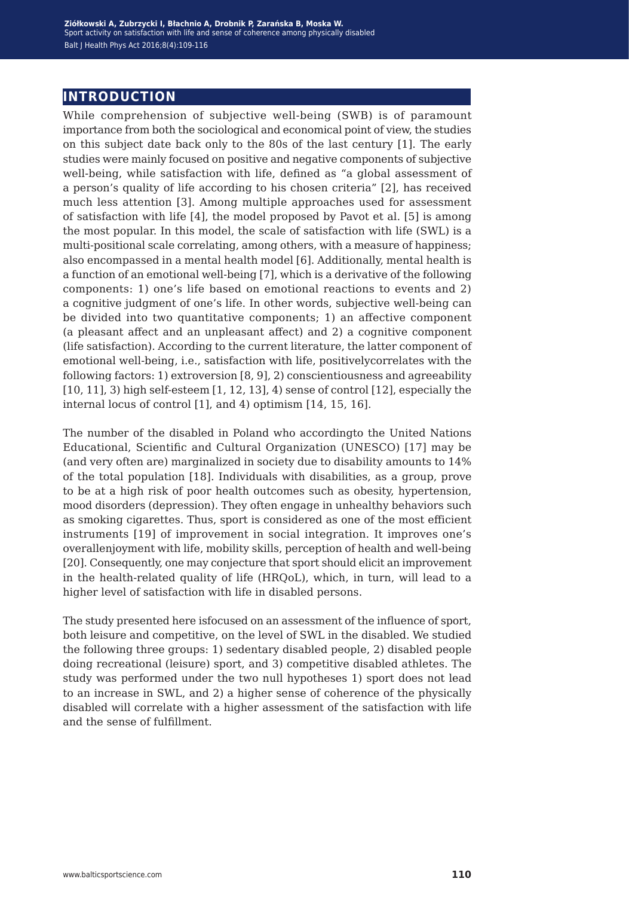# INTRODUCTION

While comprehension of subjective well-being (SWB) is of paramount importance from both the sociological and economical point of view, the studies on this subject date back only to the 80s of the last century [1]. The early studies were mainly focused on positive and negative components of subjective well-being, while satisfaction with life, defined as "a global assessment of a person's quality of life according to his chosen criteria" [2], has received much less attention [3]. Among multiple approaches used for assessment of satisfaction with life [4], the model proposed by Pavot et al. [5] is among the most popular. In this model, the scale of satisfaction with life (SWL) is a multi-positional scale correlating, among others, with a measure of happiness; also encompassed in a mental health model [6]. Additionally, mental health is a function of an emotional well-being [7], which is a derivative of the following components: 1) one's life based on emotional reactions to events and 2) a cognitive judgment of one's life. In other words, subjective well-being can be divided into two quantitative components; 1) an affective component (a pleasant affect and an unpleasant affect) and 2) a cognitive component (life satisfaction). According to the current literature, the latter component of emotional well-being, i.e., satisfaction with life, positivelycorrelates with the following factors: 1) extroversion [8, 9], 2) conscientiousness and agreeability [10, 11], 3) high self-esteem [1, 12, 13], 4) sense of control [12], especially the internal locus of control [1], and 4) optimism [14, 15, 16].

The number of the disabled in Poland who accordingto the United Nations Educational, Scientific and Cultural Organization (UNESCO) [17] may be (and very often are) marginalized in society due to disability amounts to 14% of the total population [18]. Individuals with disabilities, as a group, prove to be at a high risk of poor health outcomes such as obesity, hypertension, mood disorders (depression). They often engage in unhealthy behaviors such as smoking cigarettes. Thus, sport is considered as one of the most efficient instruments [19] of improvement in social integration. It improves one's overallenjoyment with life, mobility skills, perception of health and well-being [20]. Consequently, one may conjecture that sport should elicit an improvement in the health-related quality of life (HRQoL), which, in turn, will lead to a higher level of satisfaction with life in disabled persons.

The study presented here isfocused on an assessment of the influence of sport, both leisure and competitive, on the level of SWL in the disabled. We studied the following three groups: 1) sedentary disabled people, 2) disabled people doing recreational (leisure) sport, and 3) competitive disabled athletes. The study was performed under the two null hypotheses 1) sport does not lead to an increase in SWL, and 2) a higher sense of coherence of the physically disabled will correlate with a higher assessment of the satisfaction with life and the sense of fulfillment.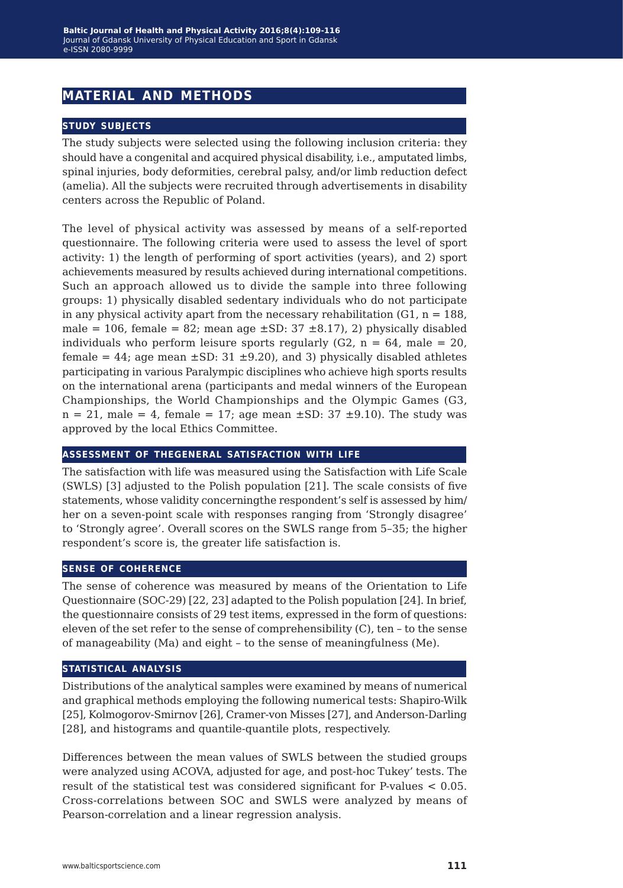## MATERIAL AND METHODS

### STUDY SUBJECTS

The study subjects were selected using the following inclusion criteria: they should have a congenital and acquired physical disability, i.e., amputated limbs, spinal injuries, body deformities, cerebral palsy, and/or limb reduction defect (amelia). All the subjects were recruited through advertisements in disability centers across the Republic of Poland.

The level of physical activity was assessed by means of a self-reported questionnaire. The following criteria were used to assess the level of sport activity: 1) the length of performing of sport activities (years), and 2) sport achievements measured by results achieved during international competitions. Such an approach allowed us to divide the sample into three following groups: 1) physically disabled sedentary individuals who do not participate in any physical activity apart from the necessary rehabilitation (G1, n = 188, male = 106, female = 82; mean age ±SD: 37 ±8.17), 2) physically disabled individuals who perform leisure sports regularly (G2, n = 64, male = 20, female = 44; age mean ±SD: 31 ±9.20), and 3) physically disabled athletes participating in various Paralympic disciplines who achieve high sports results on the international arena (participants and medal winners of the European Championships, the World Championships and the Olympic Games (G3, n = 21, male = 4, female = 17; age mean ±SD: 37 ±9.10). The study was approved by the local Ethics Committee.

### ASSESSMENT OF THEGENERAL SATISFACTION WITH LIFE

The satisfaction with life was measured using the Satisfaction with Life Scale (SWLS) [3] adjusted to the Polish population [21]. The scale consists of five statements, whose validity concerningthe respondent's self is assessed by him/her on a seven-point scale with responses ranging from 'Strongly disagree' to 'Strongly agree'. Overall scores on the SWLS range from 5–35; the higher respondent's score is, the greater life satisfaction is.

### SENSE OF COHERENCE

The sense of coherence was measured by means of the Orientation to Life Questionnaire (SOC-29) [22, 23] adapted to the Polish population [24]. In brief, the questionnaire consists of 29 test items, expressed in the form of questions: eleven of the set refer to the sense of comprehensibility (C), ten – to the sense of manageability (Ma) and eight – to the sense of meaningfulness (Me).

### STATISTICAL ANALYSIS

Distributions of the analytical samples were examined by means of numerical and graphical methods employing the following numerical tests: Shapiro-Wilk [25], Kolmogorov-Smirnov [26], Cramer-von Misses [27], and Anderson-Darling [28], and histograms and quantile-quantile plots, respectively.

Differences between the mean values of SWLS between the studied groups were analyzed using ACOVA, adjusted for age, and post-hoc Tukey' tests. The result of the statistical test was considered significant for P-values < 0.05. Cross-correlations between SOC and SWLS were analyzed by means of Pearson-correlation and a linear regression analysis.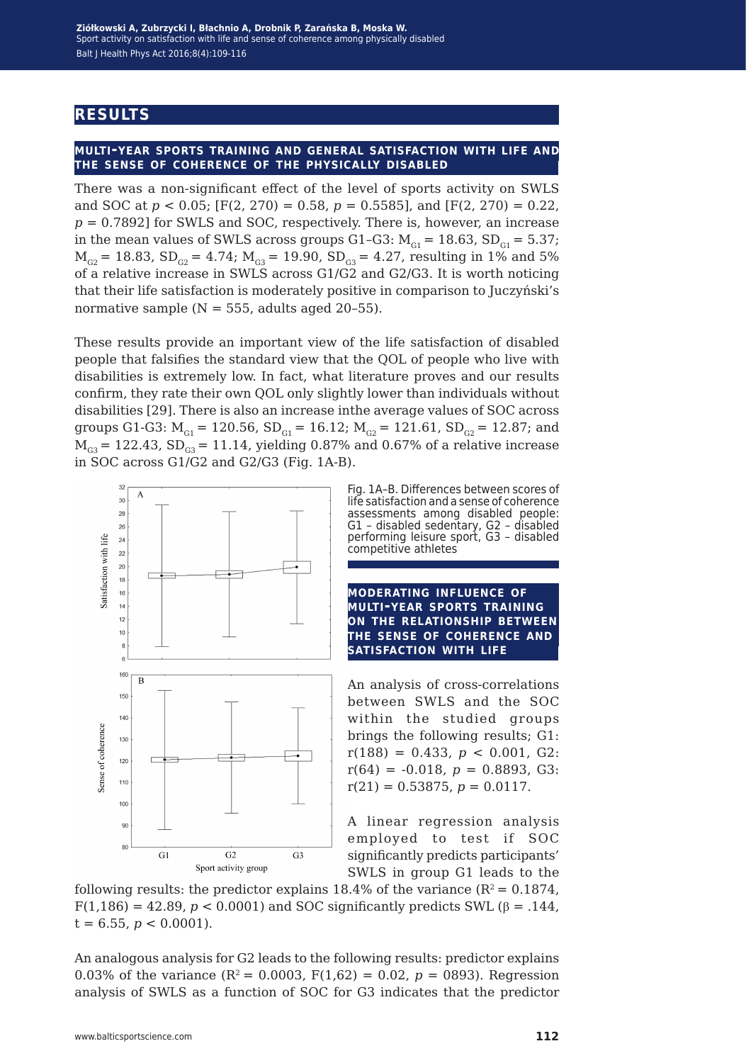## RESULTS

### MULTI-YEAR SPORTS TRAINING AND GENERAL SATISFACTION WITH LIFE AND THE SENSE OF COHERENCE OF THE PHYSICALLY DISABLED

There was a non-significant effect of the level of sports activity on SWLS and SOC at $p < 0.05$; [$F(2, 270) = 0.58$, $p = 0.5585$], and [$F(2, 270) = 0.22$, $p = 0.7892$] for SWLS and SOC, respectively. There is, however, an increase in the mean values of SWLS across groups G1–G3: $M_{G1} = 18.63$, $SD_{G1} = 5.37$; $M_{G2} = 18.83$, $SD_{G2} = 4.74$; $M_{G3} = 19.90$, $SD_{G3} = 4.27$, resulting in 1% and 5% of a relative increase in SWLS across G1/G2 and G2/G3. It is worth noticing that their life satisfaction is moderately positive in comparison to Juczyński's normative sample (N = 555, adults aged 20–55).

These results provide an important view of the life satisfaction of disabled people that falsifies the standard view that the QOL of people who live with disabilities is extremely low. In fact, what literature proves and our results confirm, they rate their own QOL only slightly lower than individuals without disabilities [29]. There is also an increase inthe average values of SOC across groups G1-G3: $M_{G1} = 120.56$, $SD_{G1} = 16.12$; $M_{G2} = 121.61$, $SD_{G2} = 12.87$; and $M_{G3} = 122.43$, $SD_{G3} = 11.14$, yielding 0.87% and 0.67% of a relative increase in SOC across G1/G2 and G2/G3 (Fig. 1A-B).

Fig. 1A–B. Differences between scores of life satisfaction and a sense of coherence assessments among disabled people: G1 – disabled sedentary, G2 – disabled performing leisure sport, G3 – disabled competitive athletes

### MODERATING INFLUENCE OF MULTI-YEAR SPORTS TRAINING ON THE RELATIONSHIP BETWEEN THE SENSE OF COHERENCE AND SATISFACTION WITH LIFE

An analysis of cross-correlations between SWLS and the SOC within the studied groups brings the following results; G1: $r(188) = 0.433$, $p < 0.001$, G2: $r(64) = -0.018$, $p = 0.8893$, G3: $r(21) = 0.53875$, $p = 0.0117$.

A linear regression analysis employed to test if SOC significantly predicts participants' SWLS in group G1 leads to the following results: the predictor explains 18.4% of the variance ($R^2 = 0.1874$, $F(1,186) = 42.89$, $p < 0.0001$) and SOC significantly predicts SWL ($\beta = .144$, $t = 6.55$, $p < 0.0001$).

An analogous analysis for G2 leads to the following results: predictor explains 0.03% of the variance ($R^2 = 0.0003$, $F(1,62) = 0.02$, $p = 0893$). Regression analysis of SWLS as a function of SOC for G3 indicates that the predictor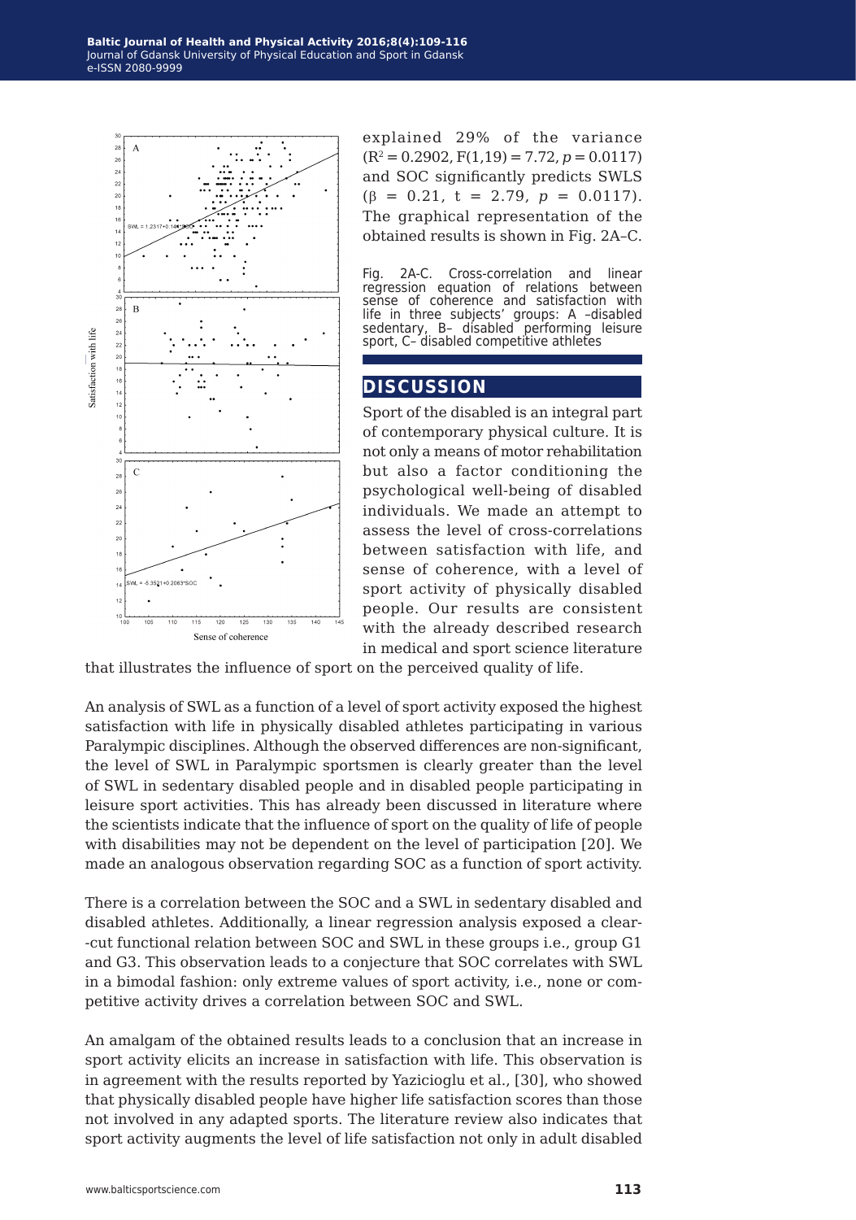explained 29% of the variance ($R^2 = 0.2902$, $F(1,19) = 7.72$, $p = 0.0117$) and SOC significantly predicts SWLS ($\beta = 0.21$, $t = 2.79$, $p = 0.0117$). The graphical representation of the obtained results is shown in Fig. 2A–C.

Fig. 2A-C. Cross-correlation and linear regression equation of relations between sense of coherence and satisfaction with life in three subjects' groups: A –disabled sedentary, B– disabled performing leisure sport, C– disabled competitive athletes

## DISCUSSION

Sport of the disabled is an integral part of contemporary physical culture. It is not only a means of motor rehabilitation but also a factor conditioning the psychological well-being of disabled individuals. We made an attempt to assess the level of cross-correlations between satisfaction with life, and sense of coherence, with a level of sport activity of physically disabled people. Our results are consistent with the already described research in medical and sport science literature that illustrates the influence of sport on the perceived quality of life.

An analysis of SWL as a function of a level of sport activity exposed the highest satisfaction with life in physically disabled athletes participating in various Paralympic disciplines. Although the observed differences are non-significant, the level of SWL in Paralympic sportsmen is clearly greater than the level of SWL in sedentary disabled people and in disabled people participating in leisure sport activities. This has already been discussed in literature where the scientists indicate that the influence of sport on the quality of life of people with disabilities may not be dependent on the level of participation [20]. We made an analogous observation regarding SOC as a function of sport activity.

There is a correlation between the SOC and a SWL in sedentary disabled and disabled athletes. Additionally, a linear regression analysis exposed a clear-cut functional relation between SOC and SWL in these groups i.e., group G1 and G3. This observation leads to a conjecture that SOC correlates with SWL in a bimodal fashion: only extreme values of sport activity, i.e., none or competitive activity drives a correlation between SOC and SWL.

An amalgam of the obtained results leads to a conclusion that an increase in sport activity elicits an increase in satisfaction with life. This observation is in agreement with the results reported by Yazicioglu et al., [30], who showed that physically disabled people have higher life satisfaction scores than those not involved in any adapted sports. The literature review also indicates that sport activity augments the level of life satisfaction not only in adult disabled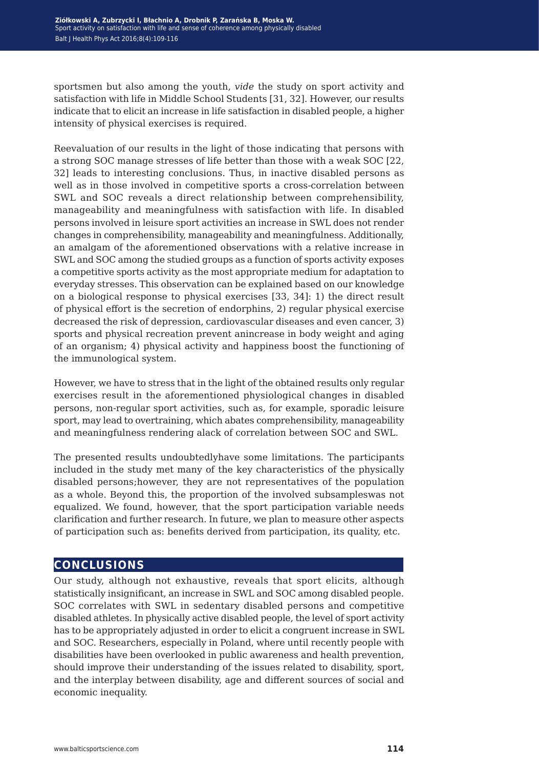sportsmen but also among the youth, *vide* the study on sport activity and satisfaction with life in Middle School Students [31, 32]. However, our results indicate that to elicit an increase in life satisfaction in disabled people, a higher intensity of physical exercises is required.

Reevaluation of our results in the light of those indicating that persons with a strong SOC manage stresses of life better than those with a weak SOC [22, 32] leads to interesting conclusions. Thus, in inactive disabled persons as well as in those involved in competitive sports a cross-correlation between SWL and SOC reveals a direct relationship between comprehensibility, manageability and meaningfulness with satisfaction with life. In disabled persons involved in leisure sport activities an increase in SWL does not render changes in comprehensibility, manageability and meaningfulness. Additionally, an amalgam of the aforementioned observations with a relative increase in SWL and SOC among the studied groups as a function of sports activity exposes a competitive sports activity as the most appropriate medium for adaptation to everyday stresses. This observation can be explained based on our knowledge on a biological response to physical exercises [33, 34]: 1) the direct result of physical effort is the secretion of endorphins, 2) regular physical exercise decreased the risk of depression, cardiovascular diseases and even cancer, 3) sports and physical recreation prevent anincrease in body weight and aging of an organism; 4) physical activity and happiness boost the functioning of the immunological system.

However, we have to stress that in the light of the obtained results only regular exercises result in the aforementioned physiological changes in disabled persons, non-regular sport activities, such as, for example, sporadic leisure sport, may lead to overtraining, which abates comprehensibility, manageability and meaningfulness rendering alack of correlation between SOC and SWL.

The presented results undoubtedlyhave some limitations. The participants included in the study met many of the key characteristics of the physically disabled persons;however, they are not representatives of the population as a whole. Beyond this, the proportion of the involved subsampleswas not equalized. We found, however, that the sport participation variable needs clarification and further research. In future, we plan to measure other aspects of participation such as: benefits derived from participation, its quality, etc.

## CONCLUSIONS

Our study, although not exhaustive, reveals that sport elicits, although statistically insignificant, an increase in SWL and SOC among disabled people. SOC correlates with SWL in sedentary disabled persons and competitive disabled athletes. In physically active disabled people, the level of sport activity has to be appropriately adjusted in order to elicit a congruent increase in SWL and SOC. Researchers, especially in Poland, where until recently people with disabilities have been overlooked in public awareness and health prevention, should improve their understanding of the issues related to disability, sport, and the interplay between disability, age and different sources of social and economic inequality.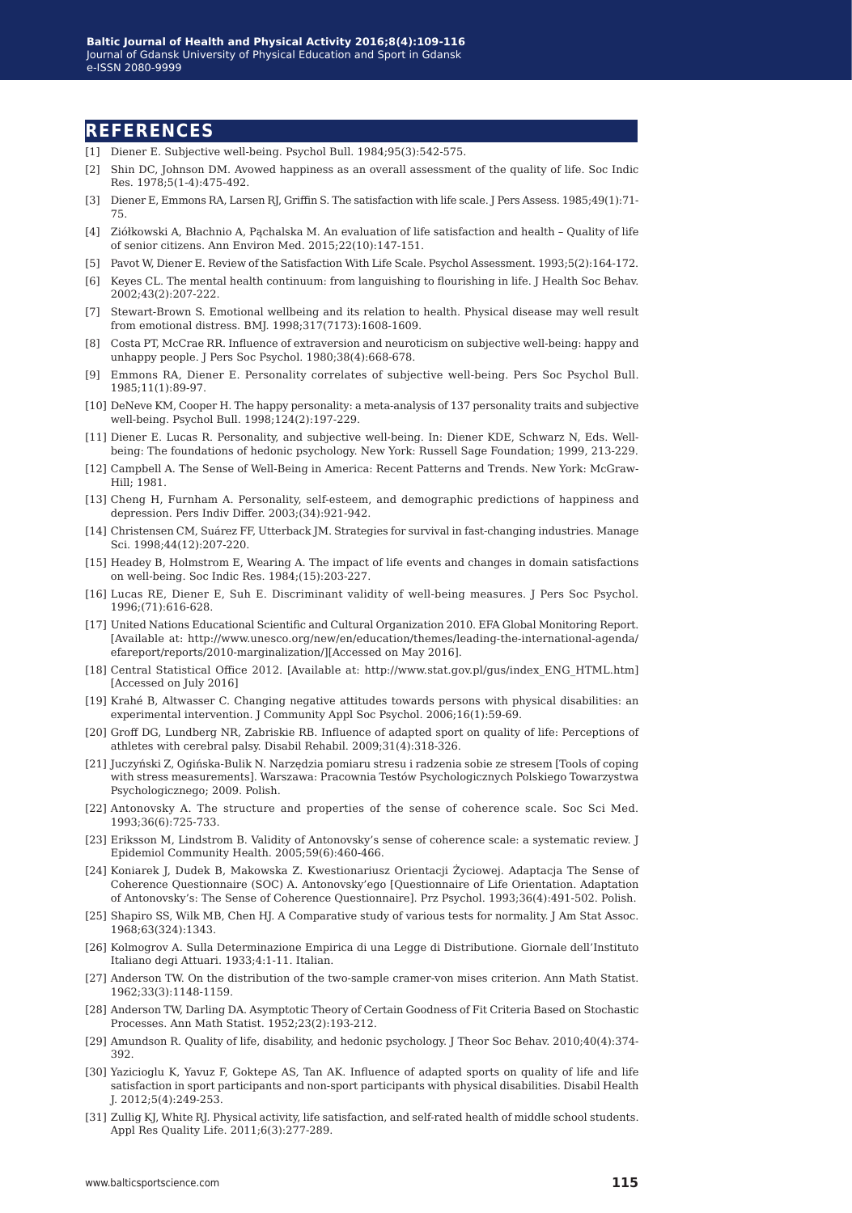## REFERENCES

[1] Diener E. Subjective well-being. Psychol Bull. 1984;95(3):542-575.

[2] Shin DC, Johnson DM. Avowed happiness as an overall assessment of the quality of life. Soc Indic Res. 1978;5(1-4):475-492.

[3] Diener E, Emmons RA, Larsen RJ, Griffin S. The satisfaction with life scale. J Pers Assess. 1985;49(1):71-75.

[4] Ziółkowski A, Błachnio A, Pąchalska M. An evaluation of life satisfaction and health – Quality of life of senior citizens. Ann Environ Med. 2015;22(10):147-151.

[5] Pavot W, Diener E. Review of the Satisfaction With Life Scale. Psychol Assessment. 1993;5(2):164-172.

[6] Keyes CL. The mental health continuum: from languishing to flourishing in life. J Health Soc Behav. 2002;43(2):207-222.

[7] Stewart-Brown S. Emotional wellbeing and its relation to health. Physical disease may well result from emotional distress. BMJ. 1998;317(7173):1608-1609.

[8] Costa PT, McCrae RR. Influence of extraversion and neuroticism on subjective well-being: happy and unhappy people. J Pers Soc Psychol. 1980;38(4):668-678.

[9] Emmons RA, Diener E. Personality correlates of subjective well-being. Pers Soc Psychol Bull. 1985;11(1):89-97.

[10] DeNeve KM, Cooper H. The happy personality: a meta-analysis of 137 personality traits and subjective well-being. Psychol Bull. 1998;124(2):197-229.

[11] Diener E. Lucas R. Personality, and subjective well-being. In: Diener KDE, Schwarz N, Eds. Well-being: The foundations of hedonic psychology. New York: Russell Sage Foundation; 1999, 213-229.

[12] Campbell A. The Sense of Well-Being in America: Recent Patterns and Trends. New York: McGraw-Hill; 1981.

[13] Cheng H, Furnham A. Personality, self-esteem, and demographic predictions of happiness and depression. Pers Indiv Differ. 2003;(34):921-942.

[14] Christensen CM, Suárez FF, Utterback JM. Strategies for survival in fast-changing industries. Manage Sci. 1998;44(12):207-220.

[15] Headey B, Holmstrom E, Wearing A. The impact of life events and changes in domain satisfactions on well-being. Soc Indic Res. 1984;(15):203-227.

[16] Lucas RE, Diener E, Suh E. Discriminant validity of well-being measures. J Pers Soc Psychol. 1996;(71):616-628.

[17] United Nations Educational Scientific and Cultural Organization 2010. EFA Global Monitoring Report. [Available at: http://www.unesco.org/new/en/education/themes/leading-the-international-agenda/efareport/reports/2010-marginalization/][Accessed on May 2016].

[18] Central Statistical Office 2012. [Available at: http://www.stat.gov.pl/gus/index_ENG_HTML.htm] [Accessed on July 2016]

[19] Krahé B, Altwasser C. Changing negative attitudes towards persons with physical disabilities: an experimental intervention. J Community Appl Soc Psychol. 2006;16(1):59-69.

[20] Groff DG, Lundberg NR, Zabriskie RB. Influence of adapted sport on quality of life: Perceptions of athletes with cerebral palsy. Disabil Rehabil. 2009;31(4):318-326.

[21] Juczyński Z, Ogińska-Bulik N. Narzędzia pomiaru stresu i radzenia sobie ze stresem [Tools of coping with stress measurements]. Warszawa: Pracownia Testów Psychologicznych Polskiego Towarzystwa Psychologicznego; 2009. Polish.

[22] Antonovsky A. The structure and properties of the sense of coherence scale. Soc Sci Med. 1993;36(6):725-733.

[23] Eriksson M, Lindstrom B. Validity of Antonovsky's sense of coherence scale: a systematic review. J Epidemiol Community Health. 2005;59(6):460-466.

[24] Koniarek J, Dudek B, Makowska Z. Kwestionariusz Orientacji Życiowej. Adaptacja The Sense of Coherence Questionnaire (SOC) A. Antonovsky'ego [Questionnaire of Life Orientation. Adaptation of Antonovsky's: The Sense of Coherence Questionnaire]. Prz Psychol. 1993;36(4):491-502. Polish.

[25] Shapiro SS, Wilk MB, Chen HJ. A Comparative study of various tests for normality. J Am Stat Assoc. 1968;63(324):1343.

[26] Kolmogrov A. Sulla Determinazione Empirica di una Legge di Distributione. Giornale dell'Instituto Italiano degi Attuari. 1933;4:1-11. Italian.

[27] Anderson TW. On the distribution of the two-sample cramer-von mises criterion. Ann Math Statist. 1962;33(3):1148-1159.

[28] Anderson TW, Darling DA. Asymptotic Theory of Certain Goodness of Fit Criteria Based on Stochastic Processes. Ann Math Statist. 1952;23(2):193-212.

[29] Amundson R. Quality of life, disability, and hedonic psychology. J Theor Soc Behav. 2010;40(4):374-392.

[30] Yazicioglu K, Yavuz F, Goktepe AS, Tan AK. Influence of adapted sports on quality of life and life satisfaction in sport participants and non-sport participants with physical disabilities. Disabil Health J. 2012;5(4):249-253.

[31] Zullig KJ, White RJ. Physical activity, life satisfaction, and self-rated health of middle school students. Appl Res Quality Life. 2011;6(3):277-289.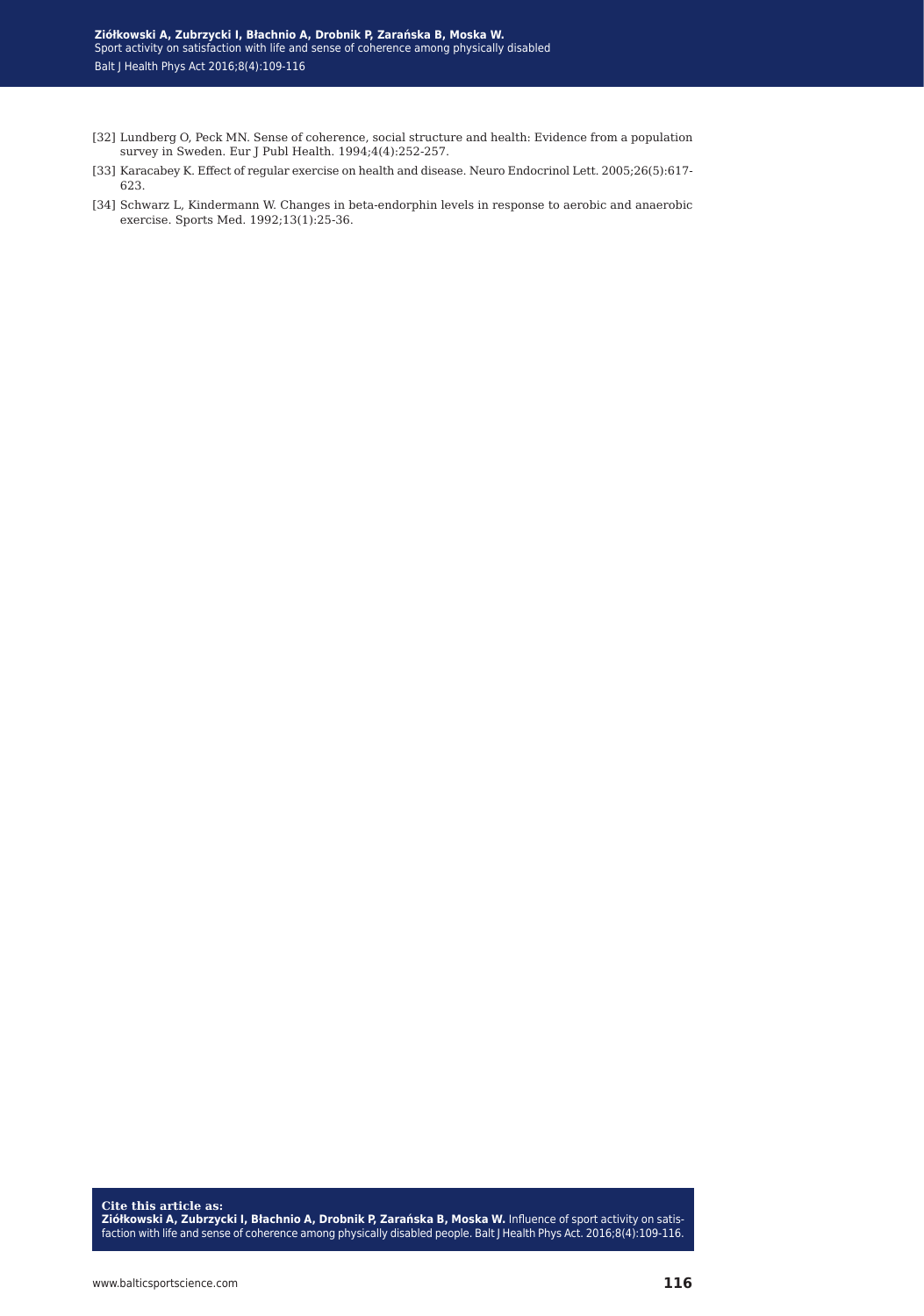[32] Lundberg O, Peck MN. Sense of coherence, social structure and health: Evidence from a population survey in Sweden. Eur J Publ Health. 1994;4(4):252-257.

[33] Karacabey K. Effect of regular exercise on health and disease. Neuro Endocrinol Lett. 2005;26(5):617-623.

[34] Schwarz L, Kindermann W. Changes in beta-endorphin levels in response to aerobic and anaerobic exercise. Sports Med. 1992;13(1):25-36.

**Cite this article as:**
**Ziółkowski A, Zubrzycki I, Błachnio A, Drobnik P, Zarańska B, Moska W.** Influence of sport activity on satisfaction with life and sense of coherence among physically disabled people. Balt J Health Phys Act. 2016;8(4):109-116.